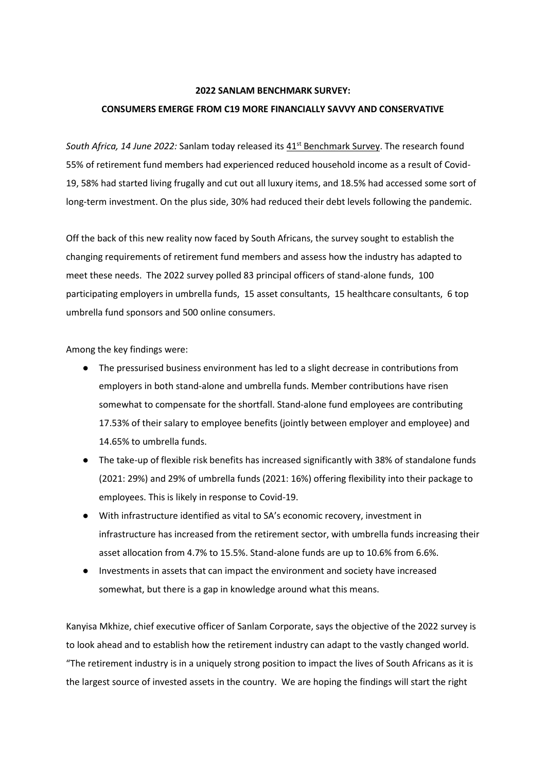**2022 SANLAM BENCHMARK SURVEY:**

**CONSUMERS EMERGE FROM C19 MORE FINANCIALLY SAVVY AND CONSERVATIVE**

*South Africa, 14 June 2022:* Sanlam today released its 41st Benchmark Survey. The research found 55% of retirement fund members had experienced reduced household income as a result of Covid-19, 58% had started living frugally and cut out all luxury items, and 18.5% had accessed some sort of long-term investment. On the plus side, 30% had reduced their debt levels following the pandemic.

Off the back of this new reality now faced by South Africans, the survey sought to establish the changing requirements of retirement fund members and assess how the industry has adapted to meet these needs. The 2022 survey polled 83 principal officers of stand-alone funds, 100 participating employers in umbrella funds, 15 asset consultants, 15 healthcare consultants, 6 top umbrella fund sponsors and 500 online consumers.

Among the key findings were:

- The pressurised business environment has led to a slight decrease in contributions from employers in both stand-alone and umbrella funds. Member contributions have risen somewhat to compensate for the shortfall. Stand-alone fund employees are contributing 17.53% of their salary to employee benefits (jointly between employer and employee) and 14.65% to umbrella funds.
- The take-up of flexible risk benefits has increased significantly with 38% of standalone funds (2021: 29%) and 29% of umbrella funds (2021: 16%) offering flexibility into their package to employees. This is likely in response to Covid-19.
- With infrastructure identified as vital to SA's economic recovery, investment in infrastructure has increased from the retirement sector, with umbrella funds increasing their asset allocation from 4.7% to 15.5%. Stand-alone funds are up to 10.6% from 6.6%.
- Investments in assets that can impact the environment and society have increased somewhat, but there is a gap in knowledge around what this means.

Kanyisa Mkhize, chief executive officer of Sanlam Corporate, says the objective of the 2022 survey is to look ahead and to establish how the retirement industry can adapt to the vastly changed world. "The retirement industry is in a uniquely strong position to impact the lives of South Africans as it is the largest source of invested assets in the country. We are hoping the findings will start the right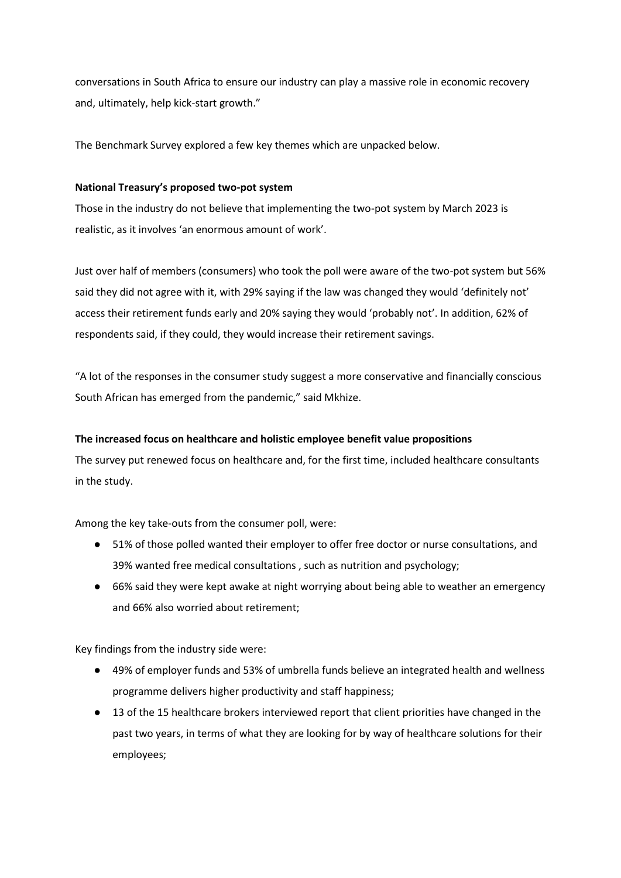conversations in South Africa to ensure our industry can play a massive role in economic recovery and, ultimately, help kick-start growth."

The Benchmark Survey explored a few key themes which are unpacked below.

**National Treasury's proposed two-pot system**

Those in the industry do not believe that implementing the two-pot system by March 2023 is realistic, as it involves 'an enormous amount of work'.

Just over half of members (consumers) who took the poll were aware of the two-pot system but 56% said they did not agree with it, with 29% saying if the law was changed they would 'definitely not' access their retirement funds early and 20% saying they would 'probably not'. In addition, 62% of respondents said, if they could, they would increase their retirement savings.

"A lot of the responses in the consumer study suggest a more conservative and financially conscious South African has emerged from the pandemic," said Mkhize.

**The increased focus on healthcare and holistic employee benefit value propositions**

The survey put renewed focus on healthcare and, for the first time, included healthcare consultants in the study.

Among the key take-outs from the consumer poll, were:

- 51% of those polled wanted their employer to offer free doctor or nurse consultations, and 39% wanted free medical consultations , such as nutrition and psychology;
- 66% said they were kept awake at night worrying about being able to weather an emergency and 66% also worried about retirement;

Key findings from the industry side were:

- 49% of employer funds and 53% of umbrella funds believe an integrated health and wellness programme delivers higher productivity and staff happiness;
- 13 of the 15 healthcare brokers interviewed report that client priorities have changed in the past two years, in terms of what they are looking for by way of healthcare solutions for their employees;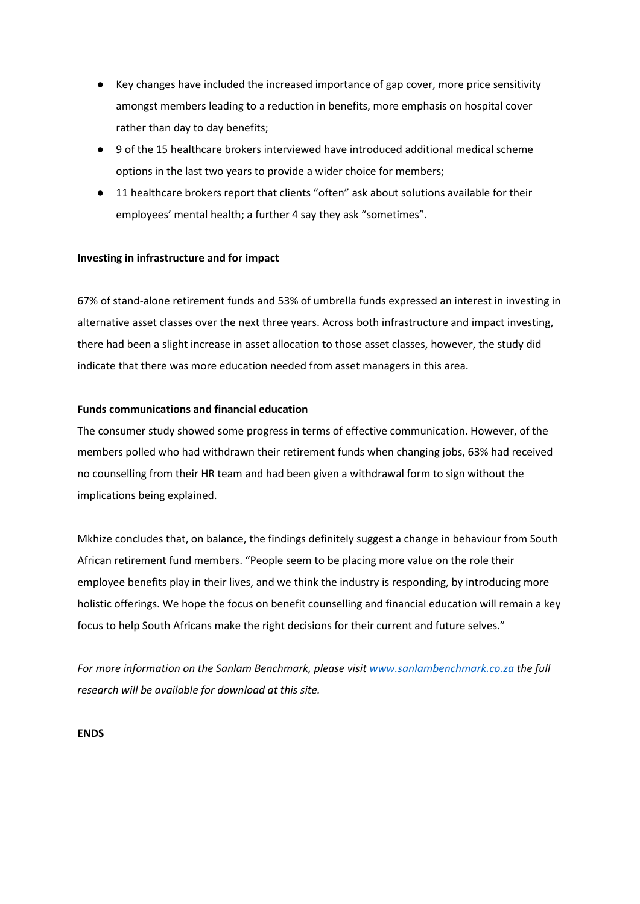- Key changes have included the increased importance of gap cover, more price sensitivity amongst members leading to a reduction in benefits, more emphasis on hospital cover rather than day to day benefits;
- 9 of the 15 healthcare brokers interviewed have introduced additional medical scheme options in the last two years to provide a wider choice for members;
- 11 healthcare brokers report that clients "often" ask about solutions available for their employees' mental health; a further 4 say they ask "sometimes".

**Investing in infrastructure and for impact**

67% of stand-alone retirement funds and 53% of umbrella funds expressed an interest in investing in alternative asset classes over the next three years. Across both infrastructure and impact investing, there had been a slight increase in asset allocation to those asset classes, however, the study did indicate that there was more education needed from asset managers in this area.

**Funds communications and financial education**

The consumer study showed some progress in terms of effective communication. However, of the members polled who had withdrawn their retirement funds when changing jobs, 63% had received no counselling from their HR team and had been given a withdrawal form to sign without the implications being explained.

Mkhize concludes that, on balance, the findings definitely suggest a change in behaviour from South African retirement fund members. "People seem to be placing more value on the role their employee benefits play in their lives, and we think the industry is responding, by introducing more holistic offerings. We hope the focus on benefit counselling and financial education will remain a key focus to help South Africans make the right decisions for their current and future selves."

*For more information on the Sanlam Benchmark, please visit [www.sanlambenchmark.co.za](http://www.sanlambenchmark.co.za) the full research will be available for download at this site.*

**ENDS**